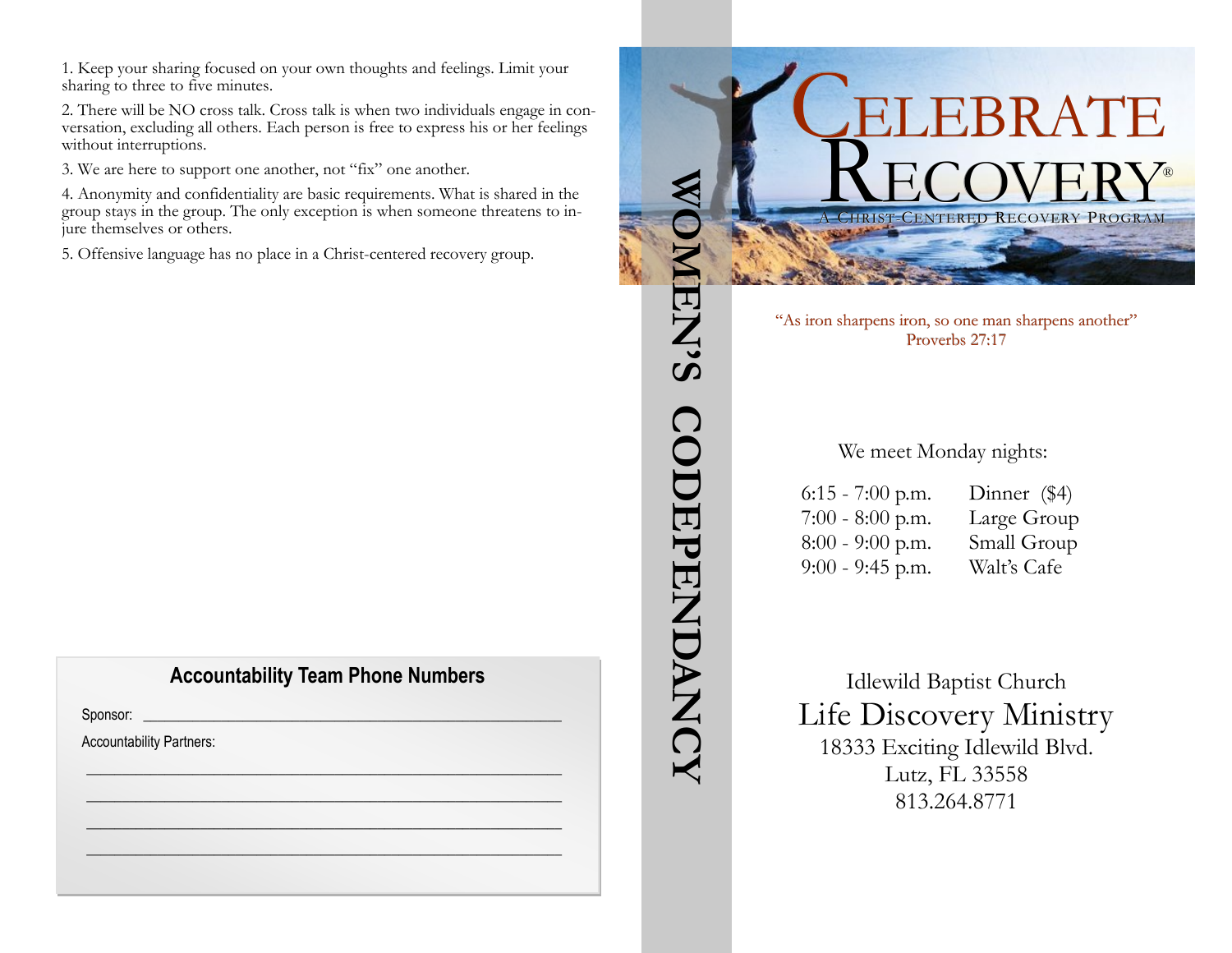1. Keep your sharing focused on your own thoughts and feelings. Limit your sharing to three to five minutes.

2. There will be NO cross talk. Cross talk is when two individuals engage in conversation, excluding all others. Each person is free to express his or her feelings without interruptions.

3. We are here to support one another, not "fix" one another.

4. Anonymity and confidentiality are basic requirements. What is shared in the group stays in the group. The only exception is when someone threatens to injure themselves or others.

5. Offensive language has no place in a Christ-centered recovery group.

## Accountability Team Phone Numbers

Sponsor: ______________________________________________

Accountability Partners:

______________________________________________

______________________________________________

______________________________________________

______________________________________________

**WOMEN'S CODEPENDANCY**

# CELEBRATE RECOVERY®

A CHRIST-CENTERED RECOVERY PROGRAM

"As iron sharpens iron, so one man sharpens another"
Proverbs 27:17

We meet Monday nights:

| | |
|---|---|
| 6:15 - 7:00 p.m. | Dinner ($4) |
| 7:00 - 8:00 p.m. | Large Group |
| 8:00 - 9:00 p.m. | Small Group |
| 9:00 - 9:45 p.m. | Walt's Cafe |

Idlewild Baptist Church
Life Discovery Ministry
18333 Exciting Idlewild Blvd.
Lutz, FL 33558
813.264.8771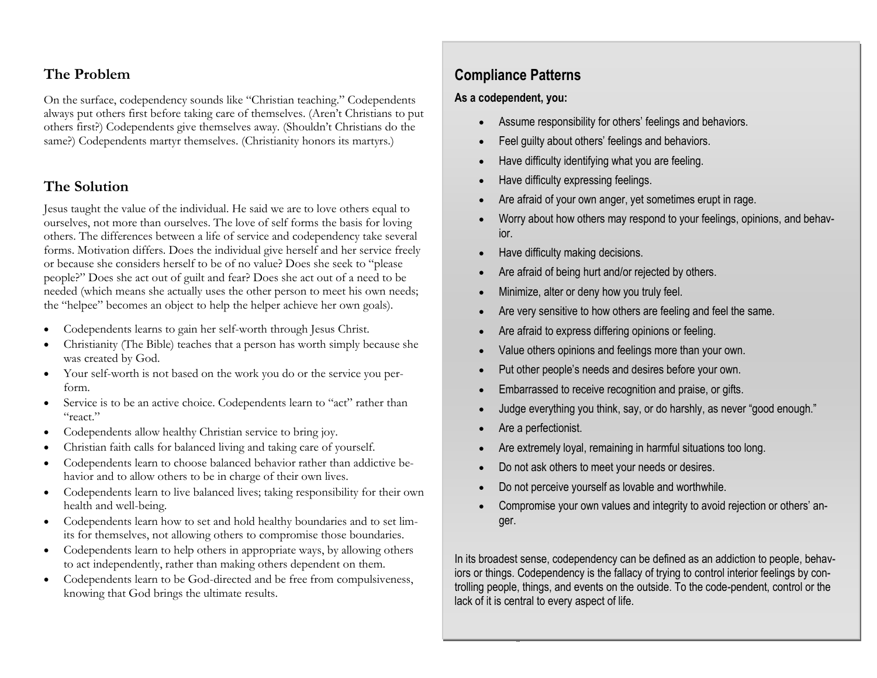## The Problem

On the surface, codependency sounds like "Christian teaching." Codependents always put others first before taking care of themselves. (Aren't Christians to put others first?) Codependents give themselves away. (Shouldn't Christians do the same?) Codependents martyr themselves. (Christianity honors its martyrs.)

## The Solution

Jesus taught the value of the individual. He said we are to love others equal to ourselves, not more than ourselves. The love of self forms the basis for loving others. The differences between a life of service and codependency take several forms. Motivation differs. Does the individual give herself and her service freely or because she considers herself to be of no value? Does she seek to "please people?" Does she act out of guilt and fear? Does she act out of a need to be needed (which means she actually uses the other person to meet his own needs; the "helpee" becomes an object to help the helper achieve her own goals).

- Codependents learns to gain her self-worth through Jesus Christ.
- Christianity (The Bible) teaches that a person has worth simply because she was created by God.
- Your self-worth is not based on the work you do or the service you perform.
- Service is to be an active choice. Codependents learn to "act" rather than "react."
- Codependents allow healthy Christian service to bring joy.
- Christian faith calls for balanced living and taking care of yourself.
- Codependents learn to choose balanced behavior rather than addictive behavior and to allow others to be in charge of their own lives.
- Codependents learn to live balanced lives; taking responsibility for their own health and well-being.
- Codependents learn how to set and hold healthy boundaries and to set limits for themselves, not allowing others to compromise those boundaries.
- Codependents learn to help others in appropriate ways, by allowing others to act independently, rather than making others dependent on them.
- Codependents learn to be God-directed and be free from compulsiveness, knowing that God brings the ultimate results.

## Compliance Patterns

**As a codependent, you:**

- Assume responsibility for others' feelings and behaviors.
- Feel guilty about others' feelings and behaviors.
- Have difficulty identifying what you are feeling.
- Have difficulty expressing feelings.
- Are afraid of your own anger, yet sometimes erupt in rage.
- Worry about how others may respond to your feelings, opinions, and behavior.
- Have difficulty making decisions.
- Are afraid of being hurt and/or rejected by others.
- Minimize, alter or deny how you truly feel.
- Are very sensitive to how others are feeling and feel the same.
- Are afraid to express differing opinions or feeling.
- Value others opinions and feelings more than your own.
- Put other people's needs and desires before your own.
- Embarrassed to receive recognition and praise, or gifts.
- Judge everything you think, say, or do harshly, as never "good enough."
- Are a perfectionist.
- Are extremely loyal, remaining in harmful situations too long.
- Do not ask others to meet your needs or desires.
- Do not perceive yourself as lovable and worthwhile.
- Compromise your own values and integrity to avoid rejection or others' anger.

In its broadest sense, codependency can be defined as an addiction to people, behaviors or things. Codependency is the fallacy of trying to control interior feelings by controlling people, things, and events on the outside. To the code-pendent, control or the lack of it is central to every aspect of life.